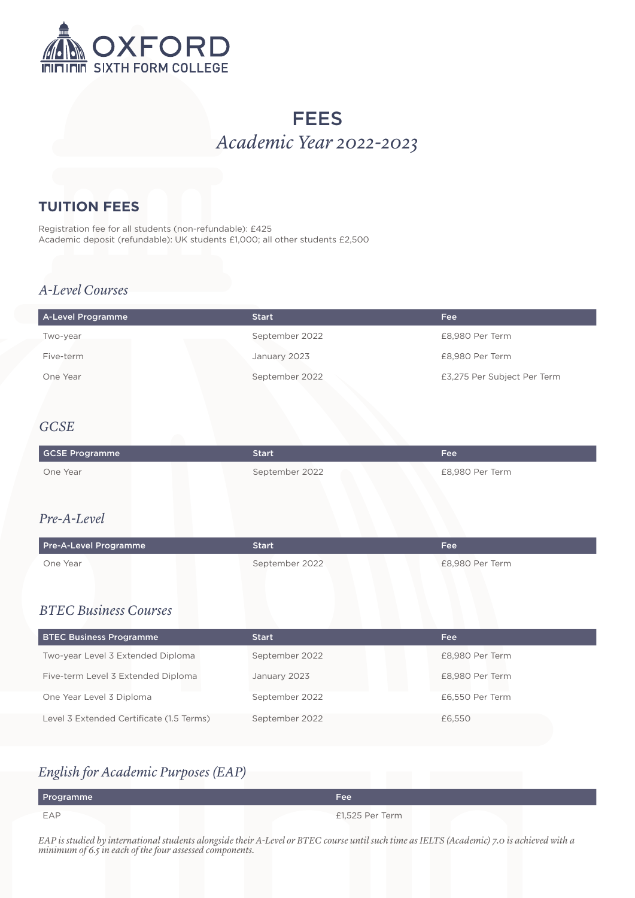# OXFORD SIXTH FORM COLLEGE

# FEES

*Academic Year 2022-2023*

## TUITION FEES

Registration fee for all students (non-refundable): £425
Academic deposit (refundable): UK students £1,000; all other students £2,500

### *A-Level Courses*

| A-Level Programme | Start | Fee |
|---|---|---|
| Two-year | September 2022 | £8,980 Per Term |
| Five-term | January 2023 | £8,980 Per Term |
| One Year | September 2022 | £3,275 Per Subject Per Term |

### *GCSE*

| GCSE Programme | Start | Fee |
|---|---|---|
| One Year | September 2022 | £8,980 Per Term |

### *Pre-A-Level*

| Pre-A-Level Programme | Start | Fee |
|---|---|---|
| One Year | September 2022 | £8,980 Per Term |

### *BTEC Business Courses*

| BTEC Business Programme | Start | Fee |
|---|---|---|
| Two-year Level 3 Extended Diploma | September 2022 | £8,980 Per Term |
| Five-term Level 3 Extended Diploma | January 2023 | £8,980 Per Term |
| One Year Level 3 Diploma | September 2022 | £6,550 Per Term |
| Level 3 Extended Certificate (1.5 Terms) | September 2022 | £6,550 |

### *English for Academic Purposes (EAP)*

| Programme | Fee |
|---|---|
| EAP | £1,525 Per Term |

*EAP is studied by international students alongside their A-Level or BTEC course until such time as IELTS (Academic) 7.0 is achieved with a minimum of 6.5 in each of the four assessed components.*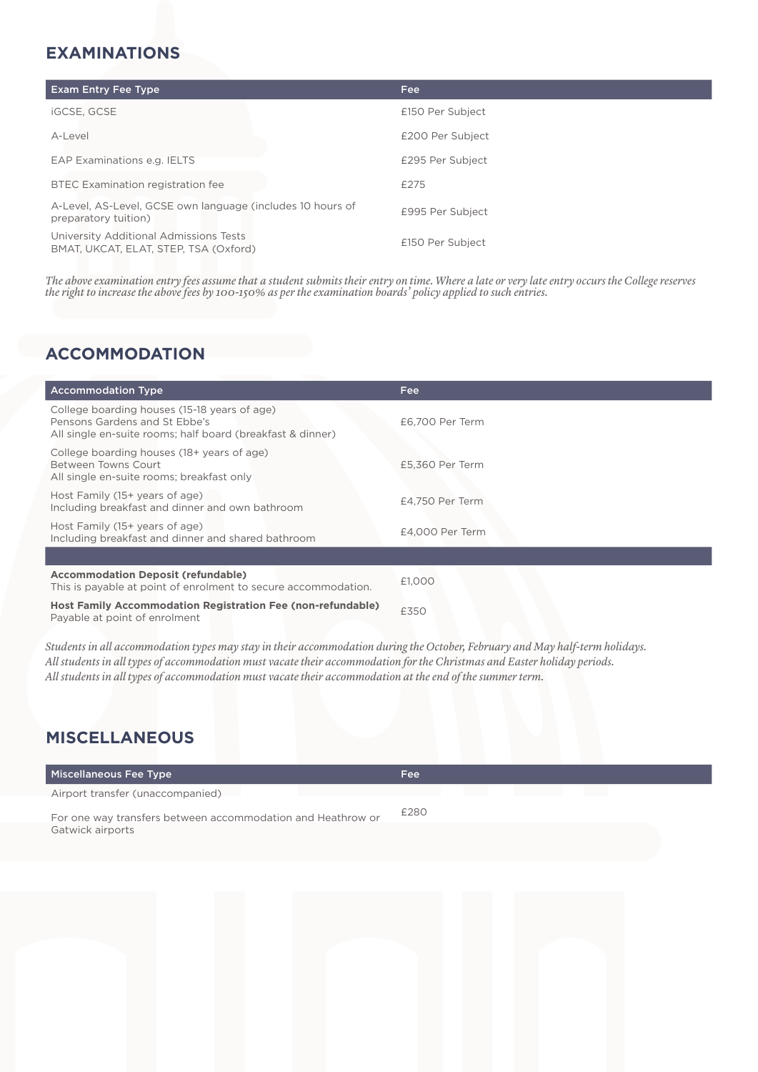## EXAMINATIONS

| Exam Entry Fee Type | Fee |
|---|---|
| iGCSE, GCSE | £150 Per Subject |
| A-Level | £200 Per Subject |
| EAP Examinations e.g. IELTS | £295 Per Subject |
| BTEC Examination registration fee | £275 |
| A-Level, AS-Level, GCSE own language (includes 10 hours of preparatory tuition) | £995 Per Subject |
| University Additional Admissions Tests BMAT, UKCAT, ELAT, STEP, TSA (Oxford) | £150 Per Subject |

*The above examination entry fees assume that a student submits their entry on time. Where a late or very late entry occurs the College reserves the right to increase the above fees by 100-150% as per the examination boards' policy applied to such entries.*

## ACCOMMODATION

| Accommodation Type | Fee |
|---|---|
| College boarding houses (15-18 years of age) Pensons Gardens and St Ebbe's All single en-suite rooms; half board (breakfast & dinner) | £6,700 Per Term |
| College boarding houses (18+ years of age) Between Towns Court All single en-suite rooms; breakfast only | £5,360 Per Term |
| Host Family (15+ years of age) Including breakfast and dinner and own bathroom | £4,750 Per Term |
| Host Family (15+ years of age) Including breakfast and dinner and shared bathroom | £4,000 Per Term |
| | |
| **Accommodation Deposit (refundable)** This is payable at point of enrolment to secure accommodation. | £1,000 |
| **Host Family Accommodation Registration Fee (non-refundable)** Payable at point of enrolment | £350 |

*Students in all accommodation types may stay in their accommodation during the October, February and May half-term holidays.*
*All students in all types of accommodation must vacate their accommodation for the Christmas and Easter holiday periods.*
*All students in all types of accommodation must vacate their accommodation at the end of the summer term.*

## MISCELLANEOUS

| Miscellaneous Fee Type | Fee |
|---|---|
| Airport transfer (unaccompanied) For one way transfers between accommodation and Heathrow or Gatwick airports | £280 |